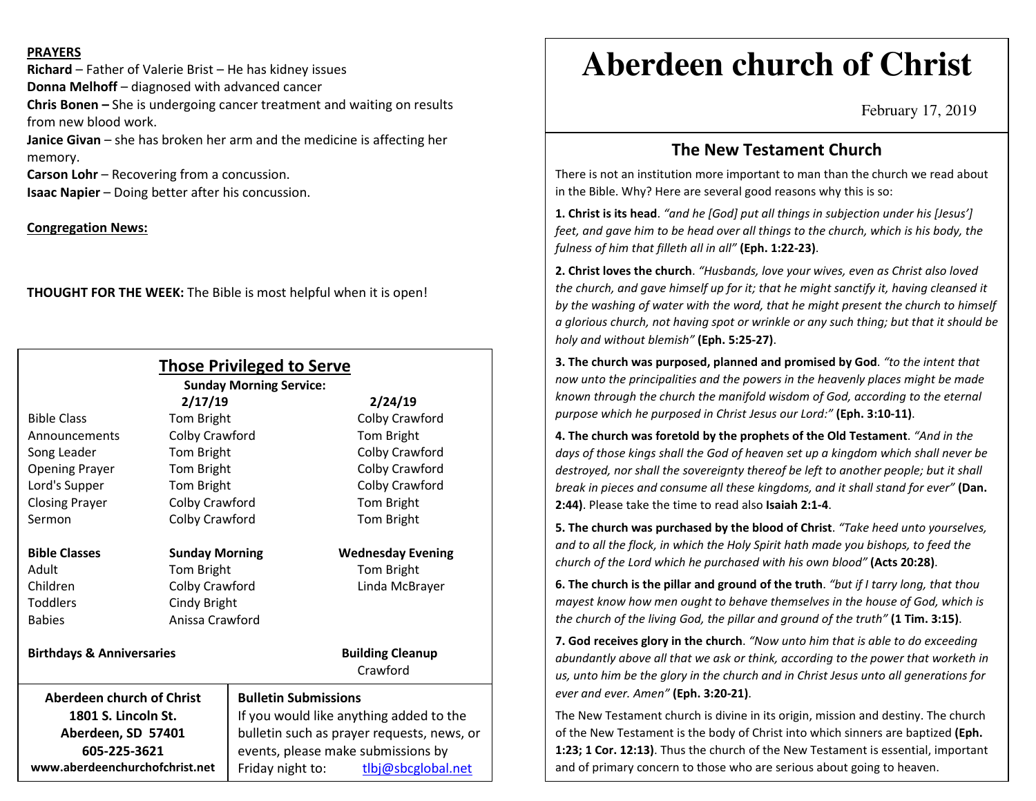# Aberdeen church of Christ

February 17, 2019

## The New Testament Church

There is not an institution more important to man than the church we read about in the Bible. Why? Here are several good reasons why this is so:

**1. Christ is its head**. *"and he [God] put all things in subjection under his [Jesus'] feet, and gave him to be head over all things to the church, which is his body, the fulness of him that filleth all in all"* **(Eph. 1:22-23)**.

**2. Christ loves the church**. *"Husbands, love your wives, even as Christ also loved the church, and gave himself up for it; that he might sanctify it, having cleansed it by the washing of water with the word, that he might present the church to himself a glorious church, not having spot or wrinkle or any such thing; but that it should be holy and without blemish"* **(Eph. 5:25-27)**.

**3. The church was purposed, planned and promised by God**. *"to the intent that now unto the principalities and the powers in the heavenly places might be made known through the church the manifold wisdom of God, according to the eternal purpose which he purposed in Christ Jesus our Lord:"* **(Eph. 3:10-11)**.

**4. The church was foretold by the prophets of the Old Testament**. *"And in the days of those kings shall the God of heaven set up a kingdom which shall never be destroyed, nor shall the sovereignty thereof be left to another people; but it shall break in pieces and consume all these kingdoms, and it shall stand for ever"* **(Dan. 2:44)**. Please take the time to read also **Isaiah 2:1-4**.

**5. The church was purchased by the blood of Christ**. *"Take heed unto yourselves, and to all the flock, in which the Holy Spirit hath made you bishops, to feed the church of the Lord which he purchased with his own blood"* **(Acts 20:28)**.

**6. The church is the pillar and ground of the truth**. *"but if I tarry long, that thou mayest know how men ought to behave themselves in the house of God, which is the church of the living God, the pillar and ground of the truth"* **(1 Tim. 3:15)**.

**7. God receives glory in the church**. *"Now unto him that is able to do exceeding abundantly above all that we ask or think, according to the power that worketh in us, unto him be the glory in the church and in Christ Jesus unto all generations for ever and ever. Amen"* **(Eph. 3:20-21)**.

The New Testament church is divine in its origin, mission and destiny. The church of the New Testament is the body of Christ into which sinners are baptized **(Eph. 1:23; 1 Cor. 12:13)**. Thus the church of the New Testament is essential, important and of primary concern to those who are serious about going to heaven.

**PRAYERS**

**Richard** – Father of Valerie Brist – He has kidney issues
**Donna Melhoff** – diagnosed with advanced cancer
**Chris Bonen –** She is undergoing cancer treatment and waiting on results from new blood work.
**Janice Givan** – she has broken her arm and the medicine is affecting her memory.
**Carson Lohr** – Recovering from a concussion.
**Isaac Napier** – Doing better after his concussion.

**Congregation News:**

**THOUGHT FOR THE WEEK:** The Bible is most helpful when it is open!

## Those Privileged to Serve

**Sunday Morning Service:**

| | **2/17/19** | **2/24/19** |
|---|---|---|
| Bible Class | Tom Bright | Colby Crawford |
| Announcements | Colby Crawford | Tom Bright |
| Song Leader | Tom Bright | Colby Crawford |
| Opening Prayer | Tom Bright | Colby Crawford |
| Lord's Supper | Tom Bright | Colby Crawford |
| Closing Prayer | Colby Crawford | Tom Bright |
| Sermon | Colby Crawford | Tom Bright |

| **Bible Classes** | **Sunday Morning** | **Wednesday Evening** |
|---|---|---|
| Adult | Tom Bright | Tom Bright |
| Children | Colby Crawford | Linda McBrayer |
| Toddlers | Cindy Bright | |
| Babies | Anissa Crawford | |

**Birthdays & Anniversaries**

**Building Cleanup**
Crawford

**Aberdeen church of Christ**
**1801 S. Lincoln St.**
**Aberdeen, SD 57401**
**605-225-3621**
**www.aberdeenchurchofchrist.net**

**Bulletin Submissions**
If you would like anything added to the bulletin such as prayer requests, news, or events, please make submissions by Friday night to: tlbj@sbcglobal.net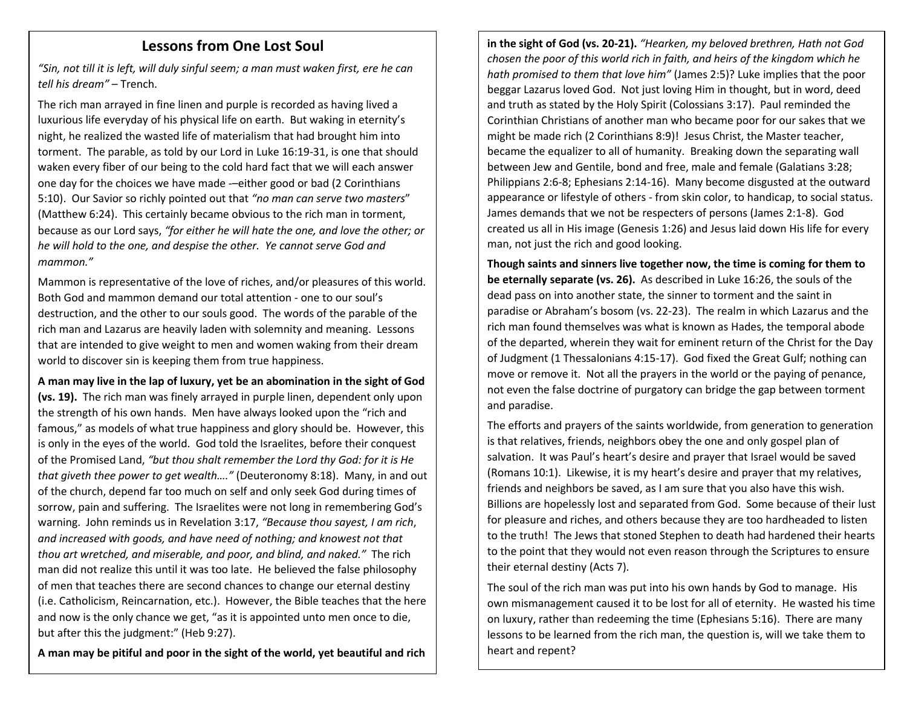## Lessons from One Lost Soul

*"Sin, not till it is left, will duly sinful seem; a man must waken first, ere he can tell his dream"* – Trench.

The rich man arrayed in fine linen and purple is recorded as having lived a luxurious life everyday of his physical life on earth. But waking in eternity's night, he realized the wasted life of materialism that had brought him into torment. The parable, as told by our Lord in Luke 16:19-31, is one that should waken every fiber of our being to the cold hard fact that we will each answer one day for the choices we have made -–either good or bad (2 Corinthians 5:10). Our Savior so richly pointed out that *"no man can serve two masters*" (Matthew 6:24). This certainly became obvious to the rich man in torment, because as our Lord says, *"for either he will hate the one, and love the other; or he will hold to the one, and despise the other. Ye cannot serve God and mammon."*

Mammon is representative of the love of riches, and/or pleasures of this world. Both God and mammon demand our total attention - one to our soul's destruction, and the other to our souls good. The words of the parable of the rich man and Lazarus are heavily laden with solemnity and meaning. Lessons that are intended to give weight to men and women waking from their dream world to discover sin is keeping them from true happiness.

**A man may live in the lap of luxury, yet be an abomination in the sight of God (vs. 19).** The rich man was finely arrayed in purple linen, dependent only upon the strength of his own hands. Men have always looked upon the "rich and famous," as models of what true happiness and glory should be. However, this is only in the eyes of the world. God told the Israelites, before their conquest of the Promised Land, *"but thou shalt remember the Lord thy God: for it is He that giveth thee power to get wealth…."* (Deuteronomy 8:18). Many, in and out of the church, depend far too much on self and only seek God during times of sorrow, pain and suffering. The Israelites were not long in remembering God's warning. John reminds us in Revelation 3:17, *"Because thou sayest, I am rich, and increased with goods, and have need of nothing; and knowest not that thou art wretched, and miserable, and poor, and blind, and naked."* The rich man did not realize this until it was too late. He believed the false philosophy of men that teaches there are second chances to change our eternal destiny (i.e. Catholicism, Reincarnation, etc.). However, the Bible teaches that the here and now is the only chance we get, "as it is appointed unto men once to die, but after this the judgment:" (Heb 9:27).

**A man may be pitiful and poor in the sight of the world, yet beautiful and rich in the sight of God (vs. 20-21).** *"Hearken, my beloved brethren, Hath not God chosen the poor of this world rich in faith, and heirs of the kingdom which he hath promised to them that love him"* (James 2:5)? Luke implies that the poor beggar Lazarus loved God. Not just loving Him in thought, but in word, deed and truth as stated by the Holy Spirit (Colossians 3:17). Paul reminded the Corinthian Christians of another man who became poor for our sakes that we might be made rich (2 Corinthians 8:9)! Jesus Christ, the Master teacher, became the equalizer to all of humanity. Breaking down the separating wall between Jew and Gentile, bond and free, male and female (Galatians 3:28; Philippians 2:6-8; Ephesians 2:14-16). Many become disgusted at the outward appearance or lifestyle of others - from skin color, to handicap, to social status. James demands that we not be respecters of persons (James 2:1-8). God created us all in His image (Genesis 1:26) and Jesus laid down His life for every man, not just the rich and good looking.

**Though saints and sinners live together now, the time is coming for them to be eternally separate (vs. 26).** As described in Luke 16:26, the souls of the dead pass on into another state, the sinner to torment and the saint in paradise or Abraham's bosom (vs. 22-23). The realm in which Lazarus and the rich man found themselves was what is known as Hades, the temporal abode of the departed, wherein they wait for eminent return of the Christ for the Day of Judgment (1 Thessalonians 4:15-17). God fixed the Great Gulf; nothing can move or remove it. Not all the prayers in the world or the paying of penance, not even the false doctrine of purgatory can bridge the gap between torment and paradise.

The efforts and prayers of the saints worldwide, from generation to generation is that relatives, friends, neighbors obey the one and only gospel plan of salvation. It was Paul's heart's desire and prayer that Israel would be saved (Romans 10:1). Likewise, it is my heart's desire and prayer that my relatives, friends and neighbors be saved, as I am sure that you also have this wish. Billions are hopelessly lost and separated from God. Some because of their lust for pleasure and riches, and others because they are too hardheaded to listen to the truth! The Jews that stoned Stephen to death had hardened their hearts to the point that they would not even reason through the Scriptures to ensure their eternal destiny (Acts 7).

The soul of the rich man was put into his own hands by God to manage. His own mismanagement caused it to be lost for all of eternity. He wasted his time on luxury, rather than redeeming the time (Ephesians 5:16). There are many lessons to be learned from the rich man, the question is, will we take them to heart and repent?